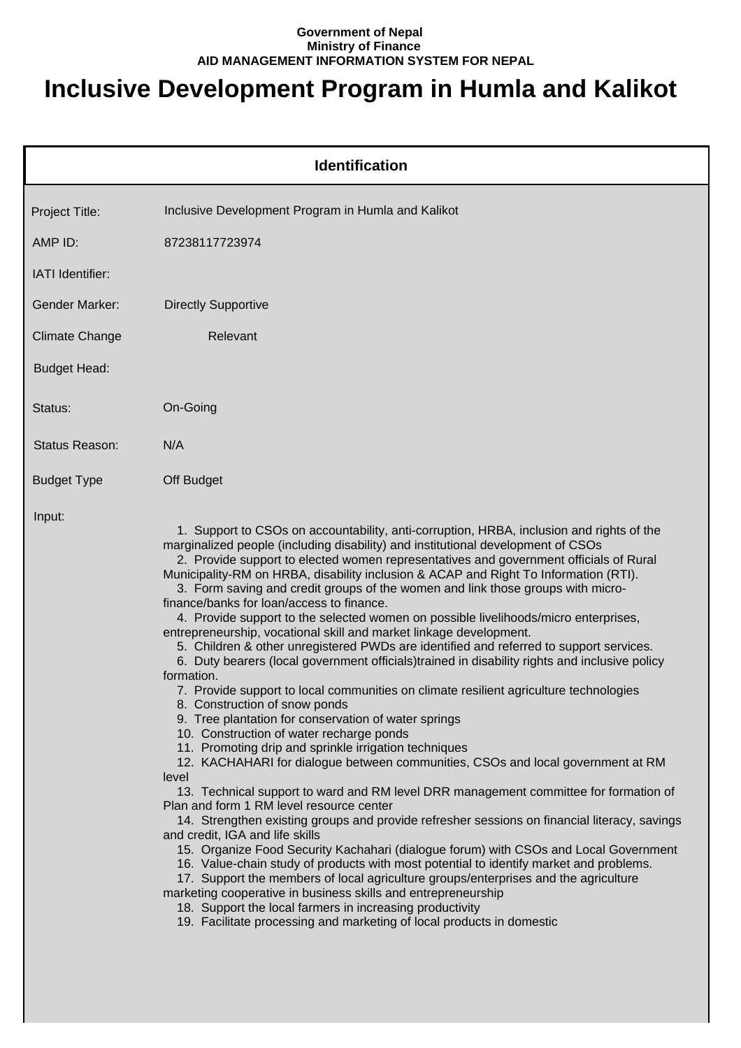**Government of Nepal**
**Ministry of Finance**
**AID MANAGEMENT INFORMATION SYSTEM FOR NEPAL**

# Inclusive Development Program in Humla and Kalikot

## Identification

| | |
|---|---|
| Project Title: | Inclusive Development Program in Humla and Kalikot |
| AMP ID: | 87238117723974 |
| IATI Identifier: | |
| Gender Marker: | Directly Supportive |
| Climate Change | Relevant |
| Budget Head: | |
| Status: | On-Going |
| Status Reason: | N/A |
| Budget Type | Off Budget |

Input:

1. Support to CSOs on accountability, anti-corruption, HRBA, inclusion and rights of the marginalized people (including disability) and institutional development of CSOs
2. Provide support to elected women representatives and government officials of Rural Municipality-RM on HRBA, disability inclusion & ACAP and Right To Information (RTI).
3. Form saving and credit groups of the women and link those groups with micro-finance/banks for loan/access to finance.
4. Provide support to the selected women on possible livelihoods/micro enterprises, entrepreneurship, vocational skill and market linkage development.
5. Children & other unregistered PWDs are identified and referred to support services.
6. Duty bearers (local government officials)trained in disability rights and inclusive policy formation.
7. Provide support to local communities on climate resilient agriculture technologies
8. Construction of snow ponds
9. Tree plantation for conservation of water springs
10. Construction of water recharge ponds
11. Promoting drip and sprinkle irrigation techniques
12. KACHAHARI for dialogue between communities, CSOs and local government at RM level
13. Technical support to ward and RM level DRR management committee for formation of Plan and form 1 RM level resource center
14. Strengthen existing groups and provide refresher sessions on financial literacy, savings and credit, IGA and life skills
15. Organize Food Security Kachahari (dialogue forum) with CSOs and Local Government
16. Value-chain study of products with most potential to identify market and problems.
17. Support the members of local agriculture groups/enterprises and the agriculture marketing cooperative in business skills and entrepreneurship
18. Support the local farmers in increasing productivity
19. Facilitate processing and marketing of local products in domestic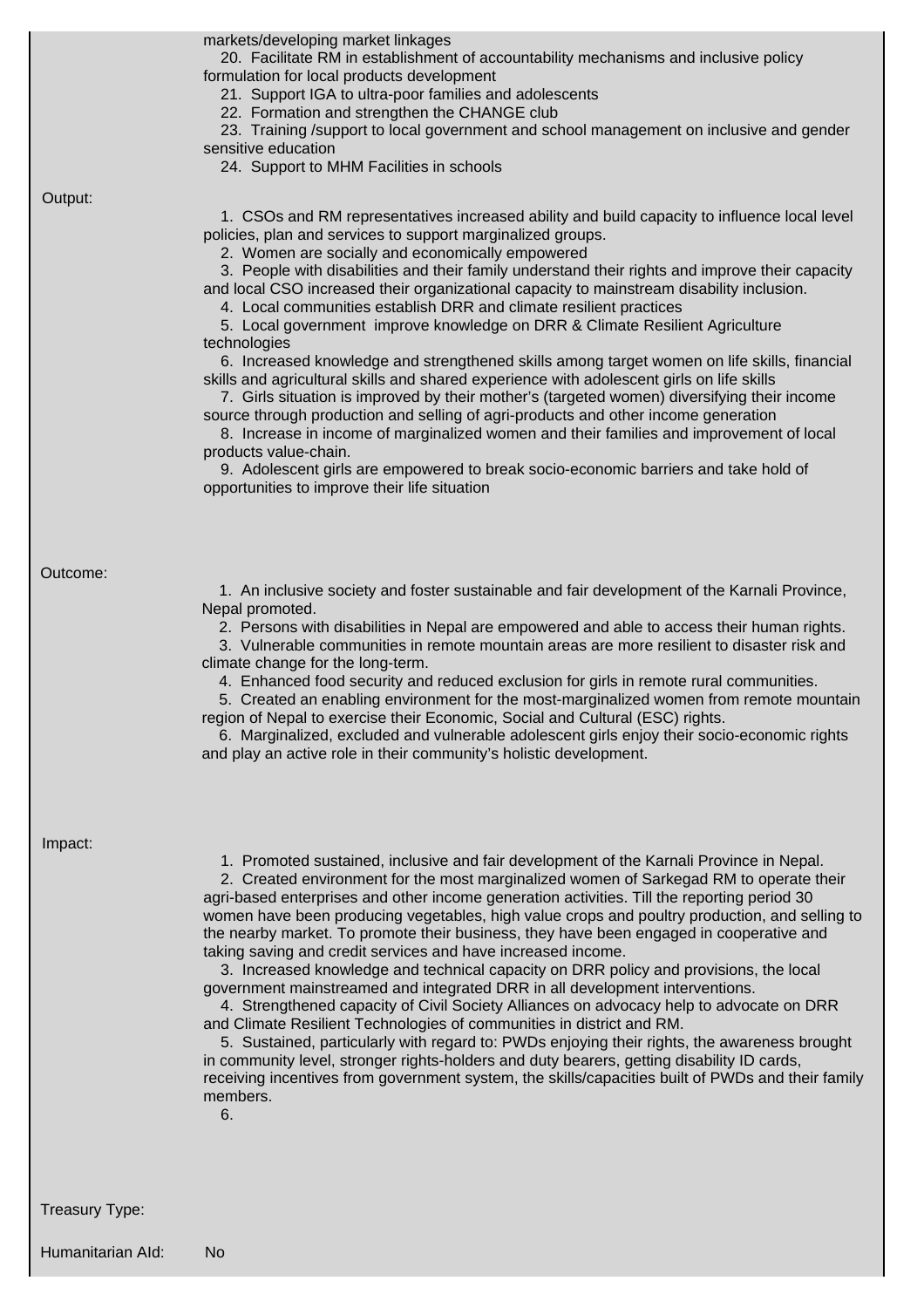markets/developing market linkages

20. Facilitate RM in establishment of accountability mechanisms and inclusive policy formulation for local products development
21. Support IGA to ultra-poor families and adolescents
22. Formation and strengthen the CHANGE club
23. Training /support to local government and school management on inclusive and gender sensitive education
24. Support to MHM Facilities in schools

**Output:**

1. CSOs and RM representatives increased ability and build capacity to influence local level policies, plan and services to support marginalized groups.
2. Women are socially and economically empowered
3. People with disabilities and their family understand their rights and improve their capacity and local CSO increased their organizational capacity to mainstream disability inclusion.
4. Local communities establish DRR and climate resilient practices
5. Local government improve knowledge on DRR & Climate Resilient Agriculture technologies
6. Increased knowledge and strengthened skills among target women on life skills, financial skills and agricultural skills and shared experience with adolescent girls on life skills
7. Girls situation is improved by their mother's (targeted women) diversifying their income source through production and selling of agri-products and other income generation
8. Increase in income of marginalized women and their families and improvement of local products value-chain.
9. Adolescent girls are empowered to break socio-economic barriers and take hold of opportunities to improve their life situation

**Outcome:**

1. An inclusive society and foster sustainable and fair development of the Karnali Province, Nepal promoted.
2. Persons with disabilities in Nepal are empowered and able to access their human rights.
3. Vulnerable communities in remote mountain areas are more resilient to disaster risk and climate change for the long-term.
4. Enhanced food security and reduced exclusion for girls in remote rural communities.
5. Created an enabling environment for the most-marginalized women from remote mountain region of Nepal to exercise their Economic, Social and Cultural (ESC) rights.
6. Marginalized, excluded and vulnerable adolescent girls enjoy their socio-economic rights and play an active role in their community's holistic development.

**Impact:**

1. Promoted sustained, inclusive and fair development of the Karnali Province in Nepal.
2. Created environment for the most marginalized women of Sarkegad RM to operate their agri-based enterprises and other income generation activities. Till the reporting period 30 women have been producing vegetables, high value crops and poultry production, and selling to the nearby market. To promote their business, they have been engaged in cooperative and taking saving and credit services and have increased income.
3. Increased knowledge and technical capacity on DRR policy and provisions, the local government mainstreamed and integrated DRR in all development interventions.
4. Strengthened capacity of Civil Society Alliances on advocacy help to advocate on DRR and Climate Resilient Technologies of communities in district and RM.
5. Sustained, particularly with regard to: PWDs enjoying their rights, the awareness brought in community level, stronger rights-holders and duty bearers, getting disability ID cards, receiving incentives from government system, the skills/capacities built of PWDs and their family members.
6.

**Treasury Type:**

**Humanitarian AId:** No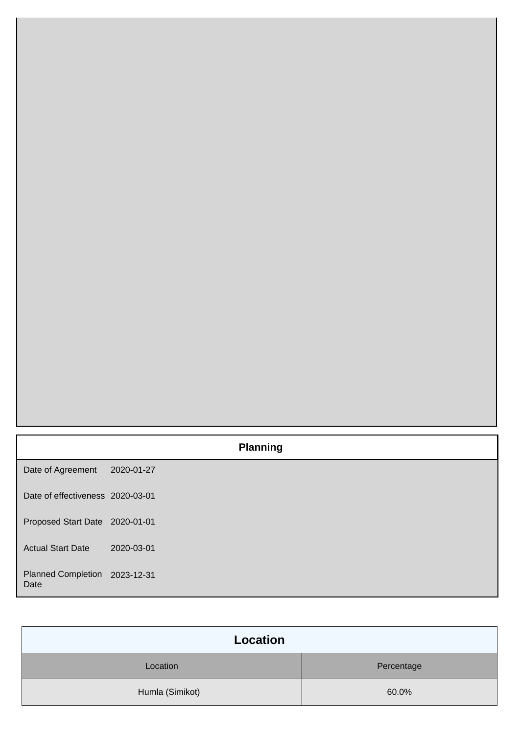## Planning

| | |
|---|---|
| Date of Agreement | 2020-01-27 |
| Date of effectiveness | 2020-03-01 |
| Proposed Start Date | 2020-01-01 |
| Actual Start Date | 2020-03-01 |
| Planned Completion Date | 2023-12-31 |

## Location

| Location | Percentage |
|---|---|
| Humla (Simikot) | 60.0% |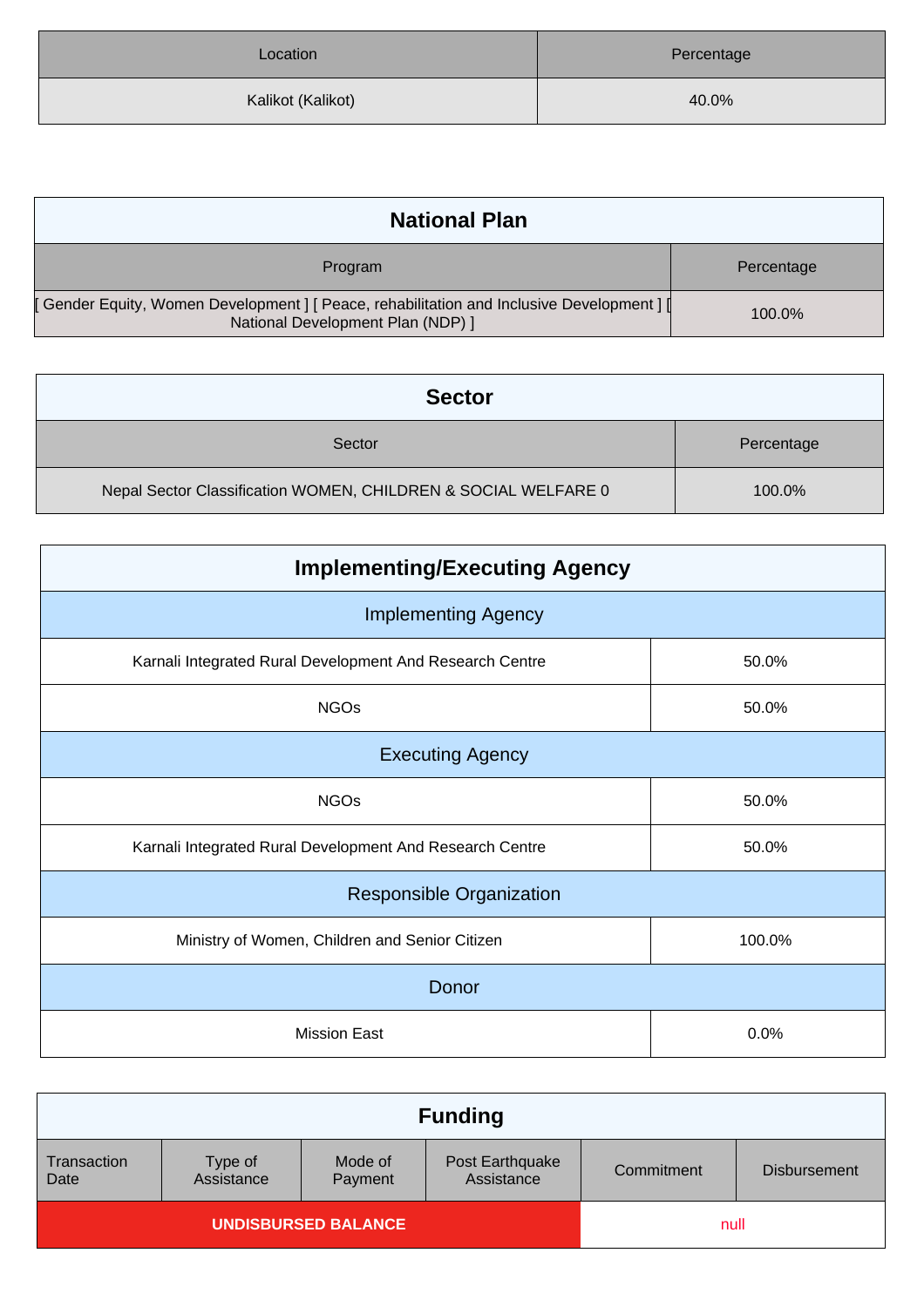| Location | Percentage |
| --- | --- |
| Kalikot (Kalikot) | 40.0% |

## National Plan

| Program | Percentage |
| --- | --- |
| [ Gender Equity, Women Development ] [ Peace, rehabilitation and Inclusive Development ] [ National Development Plan (NDP) ] | 100.0% |

## Sector

| Sector | Percentage |
| --- | --- |
| Nepal Sector Classification WOMEN, CHILDREN & SOCIAL WELFARE 0 | 100.0% |

## Implementing/Executing Agency

| Implementing Agency | |
| --- | --- |
| Karnali Integrated Rural Development And Research Centre | 50.0% |
| NGOs | 50.0% |
| **Executing Agency** | |
| NGOs | 50.0% |
| Karnali Integrated Rural Development And Research Centre | 50.0% |
| **Responsible Organization** | |
| Ministry of Women, Children and Senior Citizen | 100.0% |
| **Donor** | |
| Mission East | 0.0% |

## Funding

| Transaction Date | Type of Assistance | Mode of Payment | Post Earthquake Assistance | Commitment | Disbursement |
| --- | --- | --- | --- | --- | --- |
| UNDISBURSED BALANCE | | | | null | |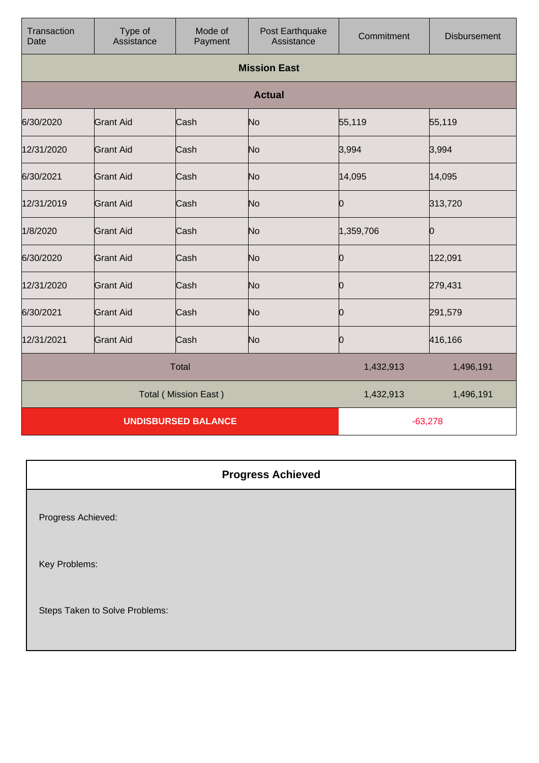| Transaction Date | Type of Assistance | Mode of Payment | Post Earthquake Assistance | Commitment | Disbursement |
|---|---|---|---|---|---|
| **Mission East** | | | | | |
| **Actual** | | | | | |
| 6/30/2020 | Grant Aid | Cash | No | 55,119 | 55,119 |
| 12/31/2020 | Grant Aid | Cash | No | 3,994 | 3,994 |
| 6/30/2021 | Grant Aid | Cash | No | 14,095 | 14,095 |
| 12/31/2019 | Grant Aid | Cash | No | 0 | 313,720 |
| 1/8/2020 | Grant Aid | Cash | No | 1,359,706 | 0 |
| 6/30/2020 | Grant Aid | Cash | No | 0 | 122,091 |
| 12/31/2020 | Grant Aid | Cash | No | 0 | 279,431 |
| 6/30/2021 | Grant Aid | Cash | No | 0 | 291,579 |
| 12/31/2021 | Grant Aid | Cash | No | 0 | 416,166 |
| Total | | | | 1,432,913 | 1,496,191 |
| Total ( Mission East ) | | | | 1,432,913 | 1,496,191 |
| **UNDISBURSED BALANCE** | | | | -63,278 | |

## Progress Achieved

Progress Achieved:

Key Problems:

Steps Taken to Solve Problems: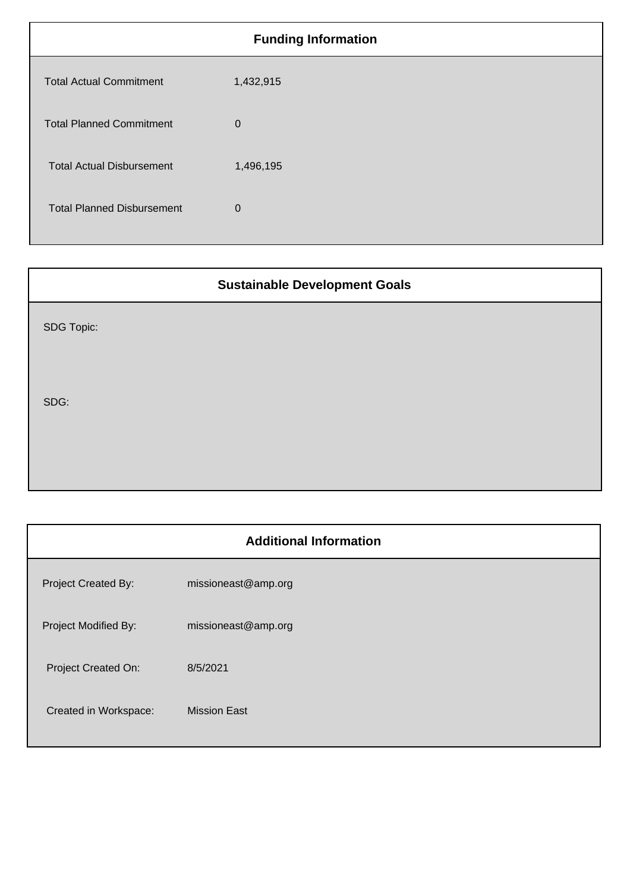## Funding Information

| | |
|---|---|
| Total Actual Commitment | 1,432,915 |
| Total Planned Commitment | 0 |
| Total Actual Disbursement | 1,496,195 |
| Total Planned Disbursement | 0 |

## Sustainable Development Goals

SDG Topic:

SDG:

## Additional Information

| | |
|---|---|
| Project Created By: | missioneast@amp.org |
| Project Modified By: | missioneast@amp.org |
| Project Created On: | 8/5/2021 |
| Created in Workspace: | Mission East |